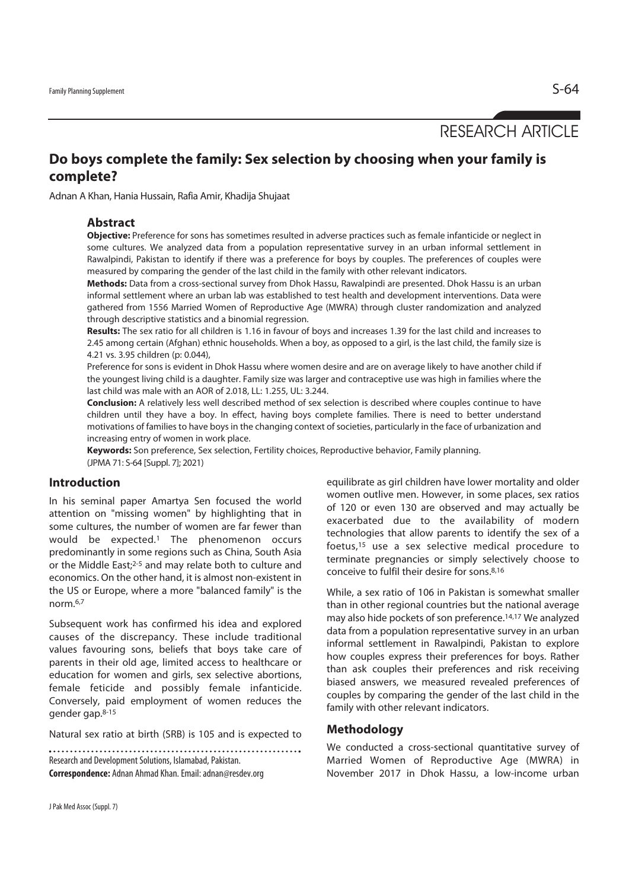RESEARCH ARTICLE

# Do boys complete the family: Sex selection by choosing when your family is complete?

Adnan A Khan, Hania Hussain, Rafia Amir, Khadija Shujaat

## Abstract

**Objective:** Preference for sons has sometimes resulted in adverse practices such as female infanticide or neglect in some cultures. We analyzed data from a population representative survey in an urban informal settlement in Rawalpindi, Pakistan to identify if there was a preference for boys by couples. The preferences of couples were measured by comparing the gender of the last child in the family with other relevant indicators.

**Methods:** Data from a cross-sectional survey from Dhok Hassu, Rawalpindi are presented. Dhok Hassu is an urban informal settlement where an urban lab was established to test health and development interventions. Data were gathered from 1556 Married Women of Reproductive Age (MWRA) through cluster randomization and analyzed through descriptive statistics and a binomial regression.

**Results:** The sex ratio for all children is 1.16 in favour of boys and increases 1.39 for the last child and increases to 2.45 among certain (Afghan) ethnic households. When a boy, as opposed to a girl, is the last child, the family size is 4.21 vs. 3.95 children (p: 0.044),

Preference for sons is evident in Dhok Hassu where women desire and are on average likely to have another child if the youngest living child is a daughter. Family size was larger and contraceptive use was high in families where the last child was male with an AOR of 2.018, LL: 1.255, UL: 3.244.

**Conclusion:** A relatively less well described method of sex selection is described where couples continue to have children until they have a boy. In effect, having boys complete families. There is need to better understand motivations of families to have boys in the changing context of societies, particularly in the face of urbanization and increasing entry of women in work place.

**Keywords:** Son preference, Sex selection, Fertility choices, Reproductive behavior, Family planning.

(JPMA 71: S-64 [Suppl. 7]; 2021)

## Introduction

In his seminal paper Amartya Sen focused the world attention on "missing women" by highlighting that in some cultures, the number of women are far fewer than would be expected.[1] The phenomenon occurs predominantly in some regions such as China, South Asia or the Middle East;[2-5] and may relate both to culture and economics. On the other hand, it is almost non-existent in the US or Europe, where a more "balanced family" is the norm.[6,7]

Subsequent work has confirmed his idea and explored causes of the discrepancy. These include traditional values favouring sons, beliefs that boys take care of parents in their old age, limited access to healthcare or education for women and girls, sex selective abortions, female feticide and possibly female infanticide. Conversely, paid employment of women reduces the gender gap.[8-15]

Natural sex ratio at birth (SRB) is 105 and is expected to equilibrate as girl children have lower mortality and older women outlive men. However, in some places, sex ratios of 120 or even 130 are observed and may actually be exacerbated due to the availability of modern technologies that allow parents to identify the sex of a foetus,[15] use a sex selective medical procedure to terminate pregnancies or simply selectively choose to conceive to fulfil their desire for sons.[8,16]

While, a sex ratio of 106 in Pakistan is somewhat smaller than in other regional countries but the national average may also hide pockets of son preference.[14,17] We analyzed data from a population representative survey in an urban informal settlement in Rawalpindi, Pakistan to explore how couples express their preferences for boys. Rather than ask couples their preferences and risk receiving biased answers, we measured revealed preferences of couples by comparing the gender of the last child in the family with other relevant indicators.

## Methodology

We conducted a cross-sectional quantitative survey of Married Women of Reproductive Age (MWRA) in November 2017 in Dhok Hassu, a low-income urban

Research and Development Solutions, Islamabad, Pakistan.

**Correspondence:** Adnan Ahmad Khan. Email: adnan@resdev.org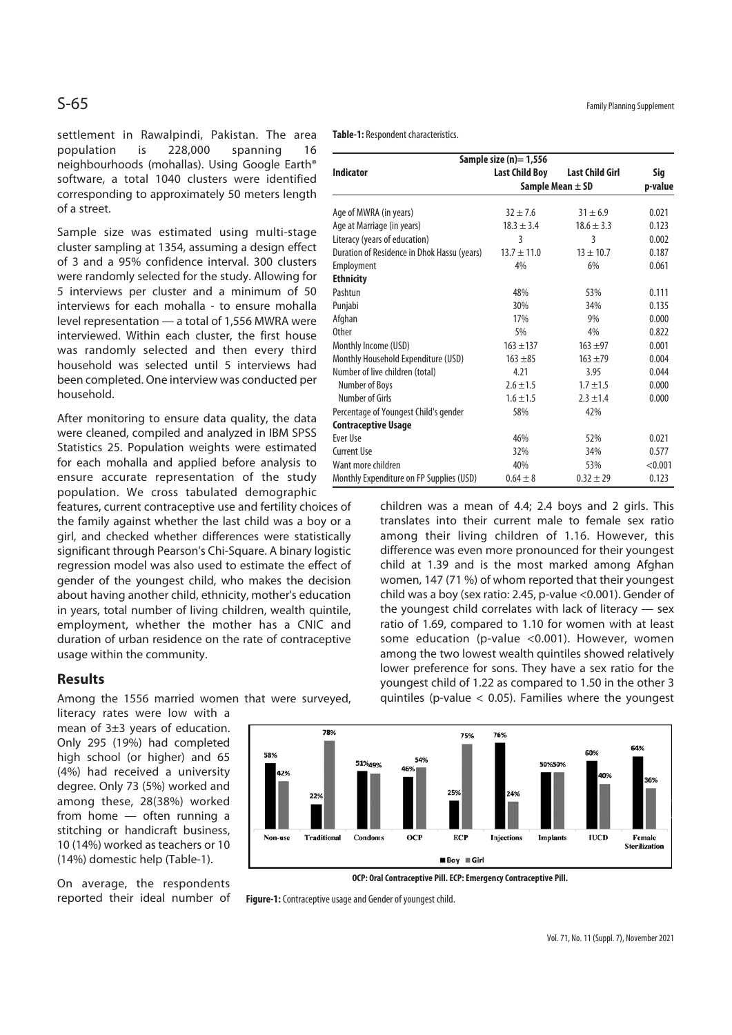settlement in Rawalpindi, Pakistan. The area population is 228,000 spanning 16 neighbourhoods (mohallas). Using Google Earth® software, a total 1040 clusters were identified corresponding to approximately 50 meters length of a street.

Sample size was estimated using multi-stage cluster sampling at 1354, assuming a design effect of 3 and a 95% confidence interval. 300 clusters were randomly selected for the study. Allowing for 5 interviews per cluster and a minimum of 50 interviews for each mohalla - to ensure mohalla level representation — a total of 1,556 MWRA were interviewed. Within each cluster, the first house was randomly selected and then every third household was selected until 5 interviews had been completed. One interview was conducted per household.

After monitoring to ensure data quality, the data were cleaned, compiled and analyzed in IBM SPSS Statistics 25. Population weights were estimated for each mohalla and applied before analysis to ensure accurate representation of the study population. We cross tabulated demographic features, current contraceptive use and fertility choices of the family against whether the last child was a boy or a girl, and checked whether differences were statistically significant through Pearson's Chi-Square. A binary logistic regression model was also used to estimate the effect of gender of the youngest child, who makes the decision about having another child, ethnicity, mother's education in years, total number of living children, wealth quintile, employment, whether the mother has a CNIC and duration of urban residence on the rate of contraceptive usage within the community.

**Table-1:** Respondent characteristics.

| Indicator | Sample size (n)= 1,556 Last Child Boy | Last Child Girl | Sig p-value |
|---|---|---|---|
| | Sample Mean ± SD | | |
| Age of MWRA (in years) | 32 ± 7.6 | 31 ± 6.9 | 0.021 |
| Age at Marriage (in years) | 18.3 ± 3.4 | 18.6 ± 3.3 | 0.123 |
| Literacy (years of education) | 3 | 3 | 0.002 |
| Duration of Residence in Dhok Hassu (years) | 13.7 ± 11.0 | 13 ± 10.7 | 0.187 |
| Employment | 4% | 6% | 0.061 |
| **Ethnicity** | | | |
| Pashtun | 48% | 53% | 0.111 |
| Punjabi | 30% | 34% | 0.135 |
| Afghan | 17% | 9% | 0.000 |
| Other | 5% | 4% | 0.822 |
| Monthly Income (USD) | 163 ±137 | 163 ±97 | 0.001 |
| Monthly Household Expenditure (USD) | 163 ±85 | 163 ±79 | 0.004 |
| Number of live children (total) | 4.21 | 3.95 | 0.044 |
| Number of Boys | 2.6 ±1.5 | 1.7 ±1.5 | 0.000 |
| Number of Girls | 1.6 ±1.5 | 2.3 ±1.4 | 0.000 |
| Percentage of Youngest Child's gender | 58% | 42% | |
| **Contraceptive Usage** | | | |
| Ever Use | 46% | 52% | 0.021 |
| Current Use | 32% | 34% | 0.577 |
| Want more children | 40% | 53% | <0.001 |
| Monthly Expenditure on FP Supplies (USD) | 0.64 ± 8 | 0.32 ± 29 | 0.123 |

## Results

Among the 1556 married women that were surveyed, literacy rates were low with a mean of 3±3 years of education. Only 295 (19%) had completed high school (or higher) and 65 (4%) had received a university degree. Only 73 (5%) worked and among these, 28(38%) worked from home — often running a stitching or handicraft business, 10 (14%) worked as teachers or 10 (14%) domestic help (Table-1).

On average, the respondents reported their ideal number of children was a mean of 4.4; 2.4 boys and 2 girls. This translates into their current male to female sex ratio among their living children of 1.16. However, this difference was even more pronounced for their youngest child at 1.39 and is the most marked among Afghan women, 147 (71 %) of whom reported that their youngest child was a boy (sex ratio: 2.45, p-value <0.001). Gender of the youngest child correlates with lack of literacy — sex ratio of 1.69, compared to 1.10 for women with at least some education (p-value <0.001). However, women among the two lowest wealth quintiles showed relatively lower preference for sons. They have a sex ratio for the youngest child of 1.22 as compared to 1.50 in the other 3 quintiles (p-value < 0.05). Families where the youngest

| | Non-use | Traditional | Condoms | OCP | ECP | Injections | Implants | IUCD | Female Sterilization |
|---|---|---|---|---|---|---|---|---|---|
| Boy | 58% | 22% | 51% | 46% | 25% | 76% | 50% | 60% | 64% |
| Girl | 42% | 78% | 49% | 54% | 75% | 24% | 50% | 40% | 36% |

OCP: Oral Contraceptive Pill. ECP: Emergency Contraceptive Pill.

**Figure-1:** Contraceptive usage and Gender of youngest child.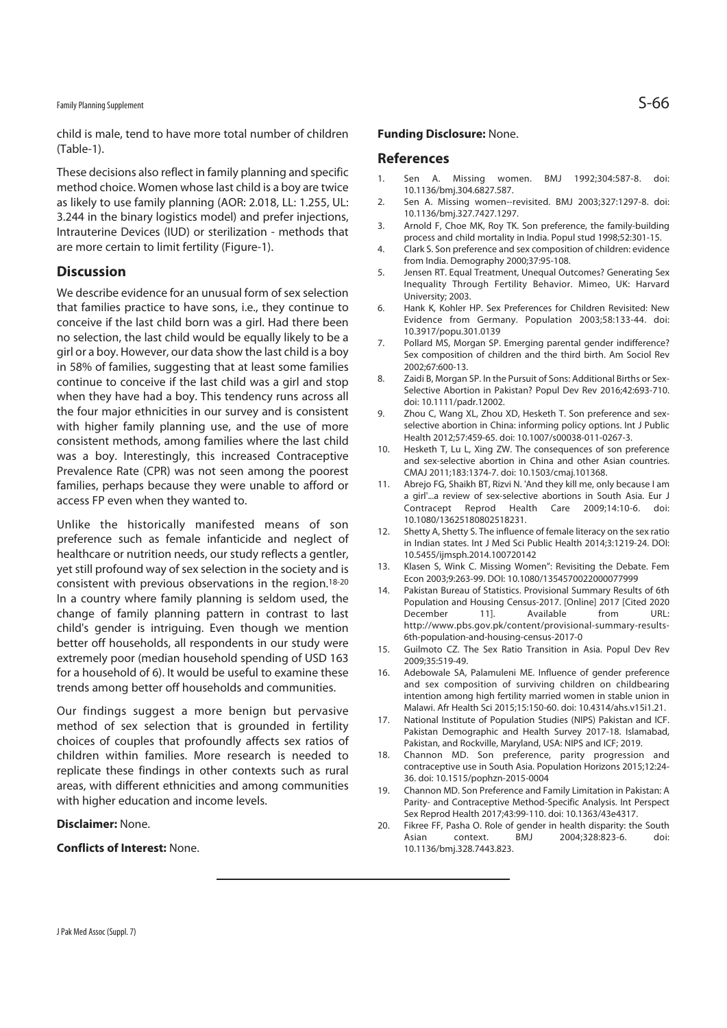child is male, tend to have more total number of children (Table-1).

These decisions also reflect in family planning and specific method choice. Women whose last child is a boy are twice as likely to use family planning (AOR: 2.018, LL: 1.255, UL: 3.244 in the binary logistics model) and prefer injections, Intrauterine Devices (IUD) or sterilization - methods that are more certain to limit fertility (Figure-1).

## Discussion

We describe evidence for an unusual form of sex selection that families practice to have sons, i.e., they continue to conceive if the last child born was a girl. Had there been no selection, the last child would be equally likely to be a girl or a boy. However, our data show the last child is a boy in 58% of families, suggesting that at least some families continue to conceive if the last child was a girl and stop when they have had a boy. This tendency runs across all the four major ethnicities in our survey and is consistent with higher family planning use, and the use of more consistent methods, among families where the last child was a boy. Interestingly, this increased Contraceptive Prevalence Rate (CPR) was not seen among the poorest families, perhaps because they were unable to afford or access FP even when they wanted to.

Unlike the historically manifested means of son preference such as female infanticide and neglect of healthcare or nutrition needs, our study reflects a gentler, yet still profound way of sex selection in the society and is consistent with previous observations in the region.[18-20] In a country where family planning is seldom used, the change of family planning pattern in contrast to last child's gender is intriguing. Even though we mention better off households, all respondents in our study were extremely poor (median household spending of USD 163 for a household of 6). It would be useful to examine these trends among better off households and communities.

Our findings suggest a more benign but pervasive method of sex selection that is grounded in fertility choices of couples that profoundly affects sex ratios of children within families. More research is needed to replicate these findings in other contexts such as rural areas, with different ethnicities and among communities with higher education and income levels.

**Disclaimer:** None.

**Conflicts of Interest:** None.

**Funding Disclosure:** None.

## References

1. Sen A. Missing women. BMJ 1992;304:587-8. doi: 10.1136/bmj.304.6827.587.
2. Sen A. Missing women--revisited. BMJ 2003;327:1297-8. doi: 10.1136/bmj.327.7427.1297.
3. Arnold F, Choe MK, Roy TK. Son preference, the family-building process and child mortality in India. Popul stud 1998;52:301-15.
4. Clark S. Son preference and sex composition of children: evidence from India. Demography 2000;37:95-108.
5. Jensen RT. Equal Treatment, Unequal Outcomes? Generating Sex Inequality Through Fertility Behavior. Mimeo, UK: Harvard University; 2003.
6. Hank K, Kohler HP. Sex Preferences for Children Revisited: New Evidence from Germany. Population 2003;58:133-44. doi: 10.3917/popu.301.0139
7. Pollard MS, Morgan SP. Emerging parental gender indifference? Sex composition of children and the third birth. Am Sociol Rev 2002;67:600-13.
8. Zaidi B, Morgan SP. In the Pursuit of Sons: Additional Births or Sex-Selective Abortion in Pakistan? Popul Dev Rev 2016;42:693-710. doi: 10.1111/padr.12002.
9. Zhou C, Wang XL, Zhou XD, Hesketh T. Son preference and sex-selective abortion in China: informing policy options. Int J Public Health 2012;57:459-65. doi: 10.1007/s00038-011-0267-3.
10. Hesketh T, Lu L, Xing ZW. The consequences of son preference and sex-selective abortion in China and other Asian countries. CMAJ 2011;183:1374-7. doi: 10.1503/cmaj.101368.
11. Abrejo FG, Shaikh BT, Rizvi N. 'And they kill me, only because I am a girl'...a review of sex-selective abortions in South Asia. Eur J Contracept Reprod Health Care 2009;14:10-6. doi: 10.1080/13625180802518231.
12. Shetty A, Shetty S. The influence of female literacy on the sex ratio in Indian states. Int J Med Sci Public Health 2014;3:1219-24. DOI: 10.5455/ijmsph.2014.100720142
13. Klasen S, Wink C. Missing Women": Revisiting the Debate. Fem Econ 2003;9:263-99. DOI: 10.1080/1354570022000077999
14. Pakistan Bureau of Statistics. Provisional Summary Results of 6th Population and Housing Census-2017. [Online] 2017 [Cited 2020 December 11]. Available from URL: http://www.pbs.gov.pk/content/provisional-summary-results-6th-population-and-housing-census-2017-0
15. Guilmoto CZ. The Sex Ratio Transition in Asia. Popul Dev Rev 2009;35:519-49.
16. Adebowale SA, Palamuleni ME. Influence of gender preference and sex composition of surviving children on childbearing intention among high fertility married women in stable union in Malawi. Afr Health Sci 2015;15:150-60. doi: 10.4314/ahs.v15i1.21.
17. National Institute of Population Studies (NIPS) Pakistan and ICF. Pakistan Demographic and Health Survey 2017-18. Islamabad, Pakistan, and Rockville, Maryland, USA: NIPS and ICF; 2019.
18. Channon MD. Son preference, parity progression and contraceptive use in South Asia. Population Horizons 2015;12:24-36. doi: 10.1515/pophzn-2015-0004
19. Channon MD. Son Preference and Family Limitation in Pakistan: A Parity- and Contraceptive Method-Specific Analysis. Int Perspect Sex Reprod Health 2017;43:99-110. doi: 10.1363/43e4317.
20. Fikree FF, Pasha O. Role of gender in health disparity: the South Asian context. BMJ 2004;328:823-6. doi: 10.1136/bmj.328.7443.823.